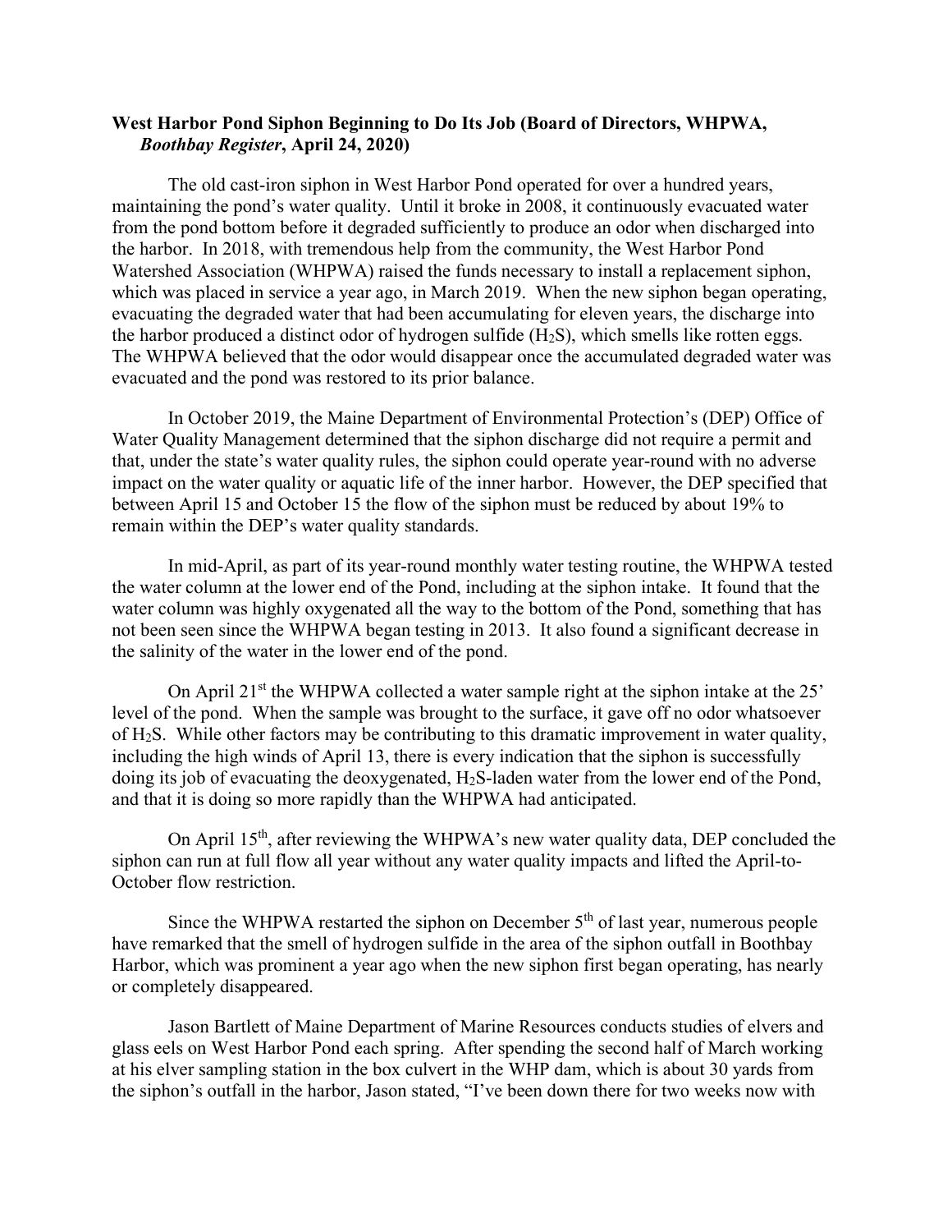**West Harbor Pond Siphon Beginning to Do Its Job (Board of Directors, WHPWA, *Boothbay Register*, April 24, 2020)**

The old cast-iron siphon in West Harbor Pond operated for over a hundred years, maintaining the pond's water quality. Until it broke in 2008, it continuously evacuated water from the pond bottom before it degraded sufficiently to produce an odor when discharged into the harbor. In 2018, with tremendous help from the community, the West Harbor Pond Watershed Association (WHPWA) raised the funds necessary to install a replacement siphon, which was placed in service a year ago, in March 2019. When the new siphon began operating, evacuating the degraded water that had been accumulating for eleven years, the discharge into the harbor produced a distinct odor of hydrogen sulfide ($H_2S$), which smells like rotten eggs. The WHPWA believed that the odor would disappear once the accumulated degraded water was evacuated and the pond was restored to its prior balance.

In October 2019, the Maine Department of Environmental Protection's (DEP) Office of Water Quality Management determined that the siphon discharge did not require a permit and that, under the state's water quality rules, the siphon could operate year-round with no adverse impact on the water quality or aquatic life of the inner harbor. However, the DEP specified that between April 15 and October 15 the flow of the siphon must be reduced by about 19% to remain within the DEP's water quality standards.

In mid-April, as part of its year-round monthly water testing routine, the WHPWA tested the water column at the lower end of the Pond, including at the siphon intake. It found that the water column was highly oxygenated all the way to the bottom of the Pond, something that has not been seen since the WHPWA began testing in 2013. It also found a significant decrease in the salinity of the water in the lower end of the pond.

On April 21st the WHPWA collected a water sample right at the siphon intake at the 25' level of the pond. When the sample was brought to the surface, it gave off no odor whatsoever of $H_2S$. While other factors may be contributing to this dramatic improvement in water quality, including the high winds of April 13, there is every indication that the siphon is successfully doing its job of evacuating the deoxygenated, $H_2S$-laden water from the lower end of the Pond, and that it is doing so more rapidly than the WHPWA had anticipated.

On April 15th, after reviewing the WHPWA's new water quality data, DEP concluded the siphon can run at full flow all year without any water quality impacts and lifted the April-to-October flow restriction.

Since the WHPWA restarted the siphon on December 5th of last year, numerous people have remarked that the smell of hydrogen sulfide in the area of the siphon outfall in Boothbay Harbor, which was prominent a year ago when the new siphon first began operating, has nearly or completely disappeared.

Jason Bartlett of Maine Department of Marine Resources conducts studies of elvers and glass eels on West Harbor Pond each spring. After spending the second half of March working at his elver sampling station in the box culvert in the WHP dam, which is about 30 yards from the siphon's outfall in the harbor, Jason stated, "I've been down there for two weeks now with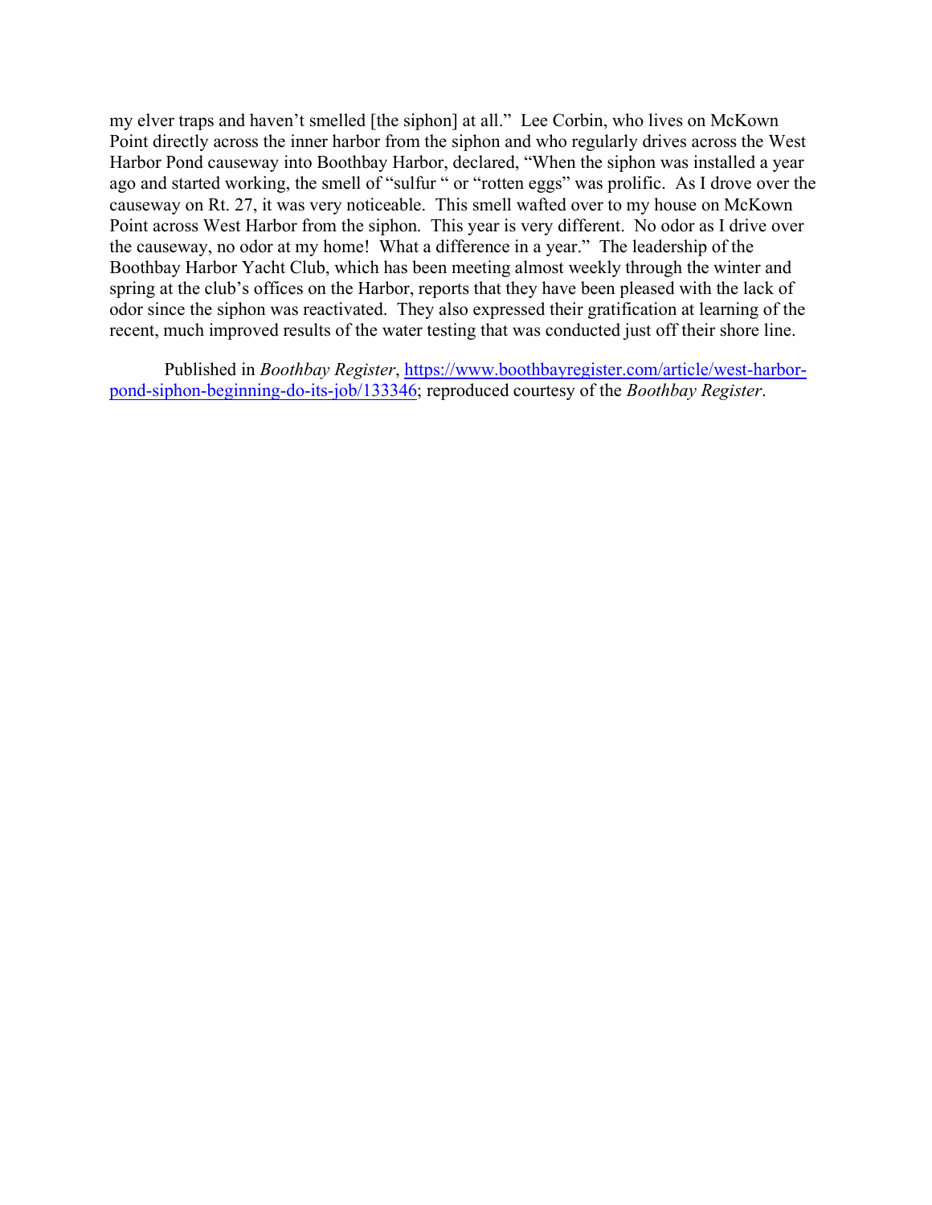my elver traps and haven't smelled [the siphon] at all." Lee Corbin, who lives on McKown Point directly across the inner harbor from the siphon and who regularly drives across the West Harbor Pond causeway into Boothbay Harbor, declared, "When the siphon was installed a year ago and started working, the smell of "sulfur " or "rotten eggs" was prolific. As I drove over the causeway on Rt. 27, it was very noticeable. This smell wafted over to my house on McKown Point across West Harbor from the siphon. This year is very different. No odor as I drive over the causeway, no odor at my home! What a difference in a year." The leadership of the Boothbay Harbor Yacht Club, which has been meeting almost weekly through the winter and spring at the club's offices on the Harbor, reports that they have been pleased with the lack of odor since the siphon was reactivated. They also expressed their gratification at learning of the recent, much improved results of the water testing that was conducted just off their shore line.

Published in *Boothbay Register*, [https://www.boothbayregister.com/article/west-harbor-pond-siphon-beginning-do-its-job/133346](https://www.boothbayregister.com/article/west-harbor-pond-siphon-beginning-do-its-job/133346); reproduced courtesy of the *Boothbay Register*.